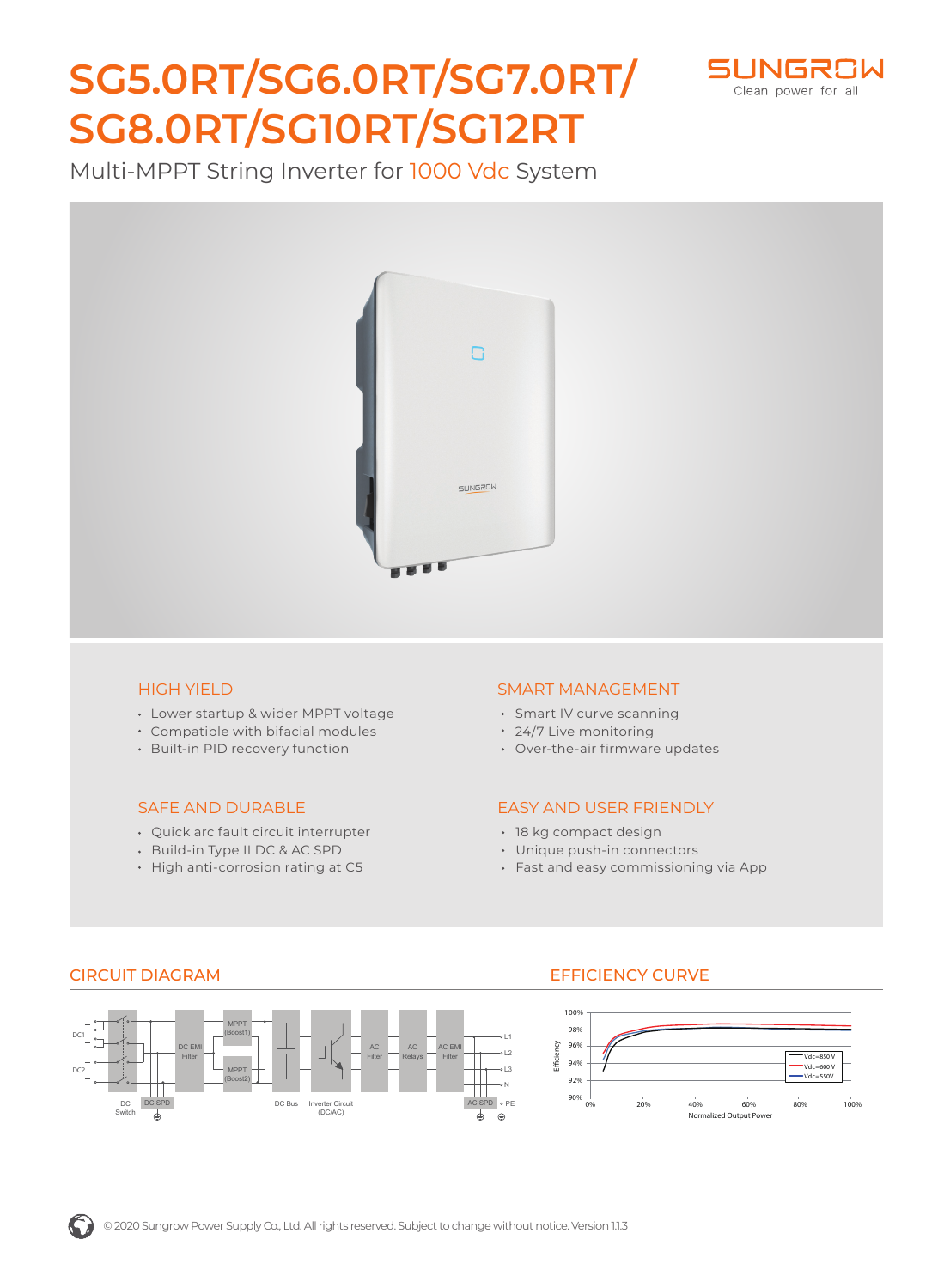# SG5.0RT/SG6.0RT/SG7.0RT/SG8.0RT/SG10RT/SG12RT

SUNGROW
Clean power for all

Multi-MPPT String Inverter for 1000 Vdc System

## HIGH YIELD

- Lower startup & wider MPPT voltage
- Compatible with bifacial modules
- Built-in PID recovery function

## SMART MANAGEMENT

- Smart IV curve scanning
- 24/7 Live monitoring
- Over-the-air firmware updates

## SAFE AND DURABLE

- Quick arc fault circuit interrupter
- Build-in Type II DC & AC SPD
- High anti-corrosion rating at C5

## EASY AND USER FRIENDLY

- 18 kg compact design
- Unique push-in connectors
- Fast and easy commissioning via App

## CIRCUIT DIAGRAM

## EFFICIENCY CURVE

© 2020 Sungrow Power Supply Co., Ltd. All rights reserved. Subject to change without notice. Version 1.1.3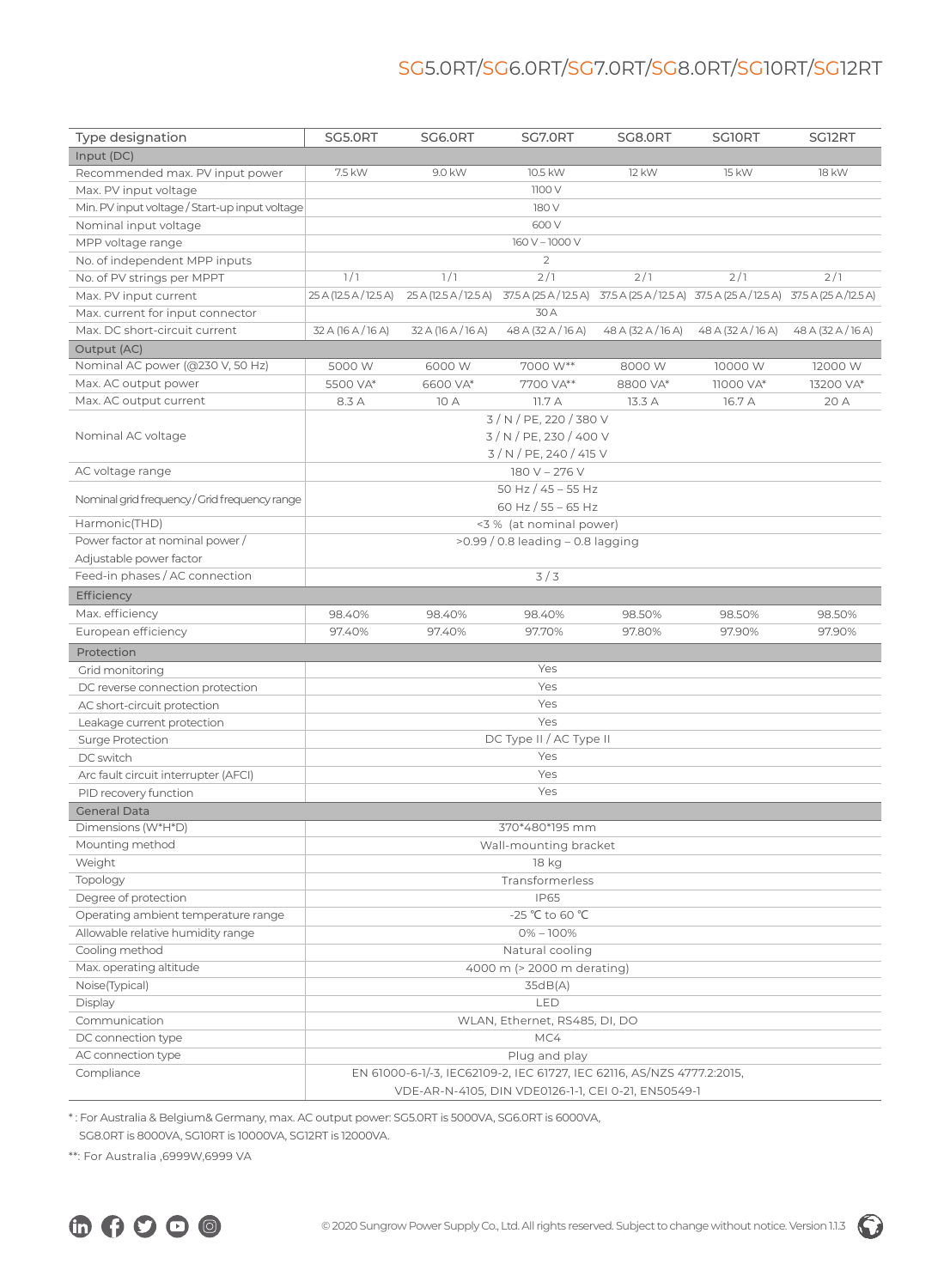# SG5.0RT/SG6.0RT/SG7.0RT/SG8.0RT/SG10RT/SG12RT

| Type designation | SG5.0RT | SG6.0RT | SG7.0RT | SG8.0RT | SG10RT | SG12RT |
|---|---|---|---|---|---|---|
| **Input (DC)** | | | | | | |
| Recommended max. PV input power | 7.5 kW | 9.0 kW | 10.5 kW | 12 kW | 15 kW | 18 kW |
| Max. PV input voltage | 1100 V | | | | | |
| Min. PV input voltage / Start-up input voltage | 180 V | | | | | |
| Nominal input voltage | 600 V | | | | | |
| MPP voltage range | 160 V – 1000 V | | | | | |
| No. of independent MPP inputs | 2 | | | | | |
| No. of PV strings per MPPT | 1 / 1 | 1 / 1 | 2 / 1 | 2 / 1 | 2 / 1 | 2 / 1 |
| Max. PV input current | 25 A (12.5 A / 12.5 A) | 25 A (12.5 A / 12.5 A) | 37.5 A (25 A / 12.5 A) | 37.5 A (25 A / 12.5 A) | 37.5 A (25 A / 12.5 A) | 37.5 A (25 A / 12.5 A) |
| Max. current for input connector | 30 A | | | | | |
| Max. DC short-circuit current | 32 A (16 A / 16 A) | 32 A (16 A / 16 A) | 48 A (32 A / 16 A) | 48 A (32 A / 16 A) | 48 A (32 A / 16 A) | 48 A (32 A / 16 A) |
| **Output (AC)** | | | | | | |
| Nominal AC power (@230 V, 50 Hz) | 5000 W | 6000 W | 7000 W** | 8000 W | 10000 W | 12000 W |
| Max. AC output power | 5500 VA* | 6600 VA* | 7700 VA** | 8800 VA* | 11000 VA* | 13200 VA* |
| Max. AC output current | 8.3 A | 10 A | 11.7 A | 13.3 A | 16.7 A | 20 A |
| Nominal AC voltage | 3 / N / PE, 220 / 380 V<br>3 / N / PE, 230 / 400 V<br>3 / N / PE, 240 / 415 V | | | | | |
| AC voltage range | 180 V – 276 V | | | | | |
| Nominal grid frequency / Grid frequency range | 50 Hz / 45 – 55 Hz<br>60 Hz / 55 – 65 Hz | | | | | |
| Harmonic(THD) | <3 % (at nominal power) | | | | | |
| Power factor at nominal power / Adjustable power factor | >0.99 / 0.8 leading – 0.8 lagging | | | | | |
| Feed-in phases / AC connection | 3 / 3 | | | | | |
| **Efficiency** | | | | | | |
| Max. efficiency | 98.40% | 98.40% | 98.40% | 98.50% | 98.50% | 98.50% |
| European efficiency | 97.40% | 97.40% | 97.70% | 97.80% | 97.90% | 97.90% |
| **Protection** | | | | | | |
| Grid monitoring | Yes | | | | | |
| DC reverse connection protection | Yes | | | | | |
| AC short-circuit protection | Yes | | | | | |
| Leakage current protection | Yes | | | | | |
| Surge Protection | DC Type II / AC Type II | | | | | |
| DC switch | Yes | | | | | |
| Arc fault circuit interrupter (AFCI) | Yes | | | | | |
| PID recovery function | Yes | | | | | |
| **General Data** | | | | | | |
| Dimensions (W*H*D) | 370*480*195 mm | | | | | |
| Mounting method | Wall-mounting bracket | | | | | |
| Weight | 18 kg | | | | | |
| Topology | Transformerless | | | | | |
| Degree of protection | IP65 | | | | | |
| Operating ambient temperature range | -25 ℃ to 60 ℃ | | | | | |
| Allowable relative humidity range | 0% – 100% | | | | | |
| Cooling method | Natural cooling | | | | | |
| Max. operating altitude | 4000 m (> 2000 m derating) | | | | | |
| Noise(Typical) | 35dB(A) | | | | | |
| Display | LED | | | | | |
| Communication | WLAN, Ethernet, RS485, DI, DO | | | | | |
| DC connection type | MC4 | | | | | |
| AC connection type | Plug and play | | | | | |
| Compliance | EN 61000-6-1/-3, IEC62109-2, IEC 61727, IEC 62116, AS/NZS 4777.2:2015, VDE-AR-N-4105, DIN VDE0126-1-1, CEI 0-21, EN50549-1 | | | | | |

*: For Australia & Belgium& Germany, max. AC output power: SG5.0RT is 5000VA, SG6.0RT is 6000VA, SG8.0RT is 8000VA, SG10RT is 10000VA, SG12RT is 12000VA.

**: For Australia ,6999W,6999 VA

© 2020 Sungrow Power Supply Co., Ltd. All rights reserved. Subject to change without notice. Version 1.1.3